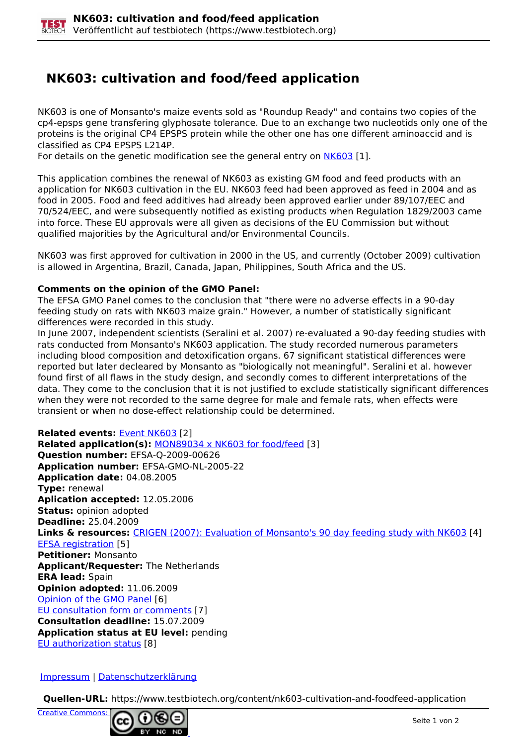# NK603: cultivation and food/feed application

NK603 is one of Monsanto's maize events sold as "Roundup Ready" and contains two copies of the cp4-epsps gene transfering glyphosate tolerance. Due to an exchange two nucleotids only one of the proteins is the original CP4 EPSPS protein while the other one has one different aminoaccid and is classified as CP4 EPSPS L214P.
For details on the genetic modification see the general entry on NK603 [1].

This application combines the renewal of NK603 as existing GM food and feed products with an application for NK603 cultivation in the EU. NK603 feed had been approved as feed in 2004 and as food in 2005. Food and feed additives had already been approved earlier under 89/107/EEC and 70/524/EEC, and were subsequently notified as existing products when Regulation 1829/2003 came into force. These EU approvals were all given as decisions of the EU Commission but without qualified majorities by the Agricultural and/or Environmental Councils.

NK603 was first approved for cultivation in 2000 in the US, and currently (October 2009) cultivation is allowed in Argentina, Brazil, Canada, Japan, Philippines, South Africa and the US.

**Comments on the opinion of the GMO Panel:**
The EFSA GMO Panel comes to the conclusion that "there were no adverse effects in a 90-day feeding study on rats with NK603 maize grain." However, a number of statistically significant differences were recorded in this study.
In June 2007, independent scientists (Seralini et al. 2007) re-evaluated a 90-day feeding studies with rats conducted from Monsanto's NK603 application. The study recorded numerous parameters including blood composition and detoxification organs. 67 significant statistical differences were reported but later decleared by Monsanto as "biologically not meaningful". Seralini et al. however found first of all flaws in the study design, and secondly comes to different interpretations of the data. They come to the conclusion that it is not justified to exclude statistically significant differences when they were not recorded to the same degree for male and female rats, when effects were transient or when no dose-effect relationship could be determined.

**Related events:** Event NK603 [2]
**Related application(s):** MON89034 x NK603 for food/feed [3]
**Question number:** EFSA-Q-2009-00626
**Application number:** EFSA-GMO-NL-2005-22
**Application date:** 04.08.2005
**Type:** renewal
**Aplication accepted:** 12.05.2006
**Status:** opinion adopted
**Deadline:** 25.04.2009
**Links & resources:** CRIGEN (2007): Evaluation of Monsanto's 90 day feeding study with NK603 [4]
EFSA registration [5]
**Petitioner:** Monsanto
**Applicant/Requester:** The Netherlands
**ERA lead:** Spain
**Opinion adopted:** 11.06.2009
Opinion of the GMO Panel [6]
EU consultation form or comments [7]
**Consultation deadline:** 15.07.2009
**Application status at EU level:** pending
EU authorization status [8]

Impressum | Datenschutzerklärung

**Quellen-URL:** https://www.testbiotech.org/content/nk603-cultivation-and-foodfeed-application

Creative Commons: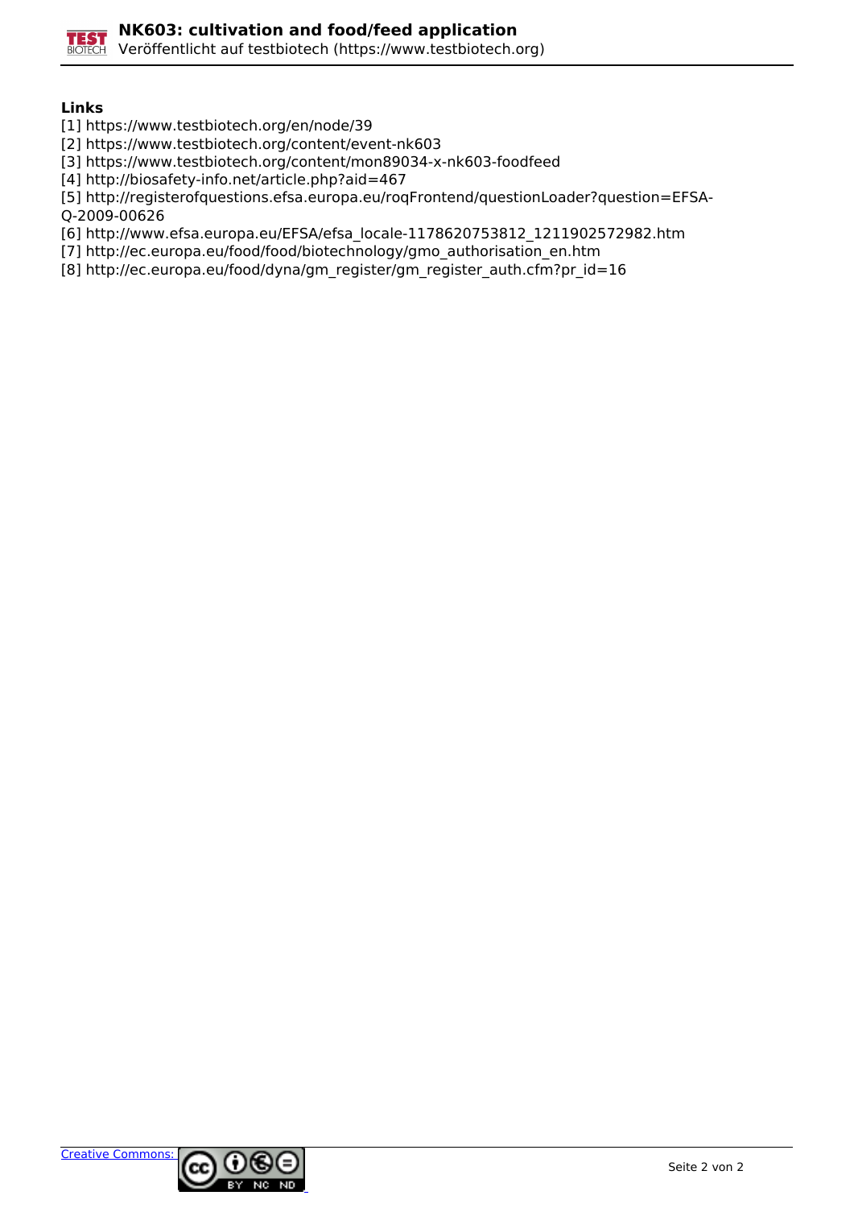**Links**

[1] https://www.testbiotech.org/en/node/39
[2] https://www.testbiotech.org/content/event-nk603
[3] https://www.testbiotech.org/content/mon89034-x-nk603-foodfeed
[4] http://biosafety-info.net/article.php?aid=467
[5] http://registerofquestions.efsa.europa.eu/roqFrontend/questionLoader?question=EFSA-Q-2009-00626
[6] http://www.efsa.europa.eu/EFSA/efsa_locale-1178620753812_1211902572982.htm
[7] http://ec.europa.eu/food/food/biotechnology/gmo_authorisation_en.htm
[8] http://ec.europa.eu/food/dyna/gm_register/gm_register_auth.cfm?pr_id=16